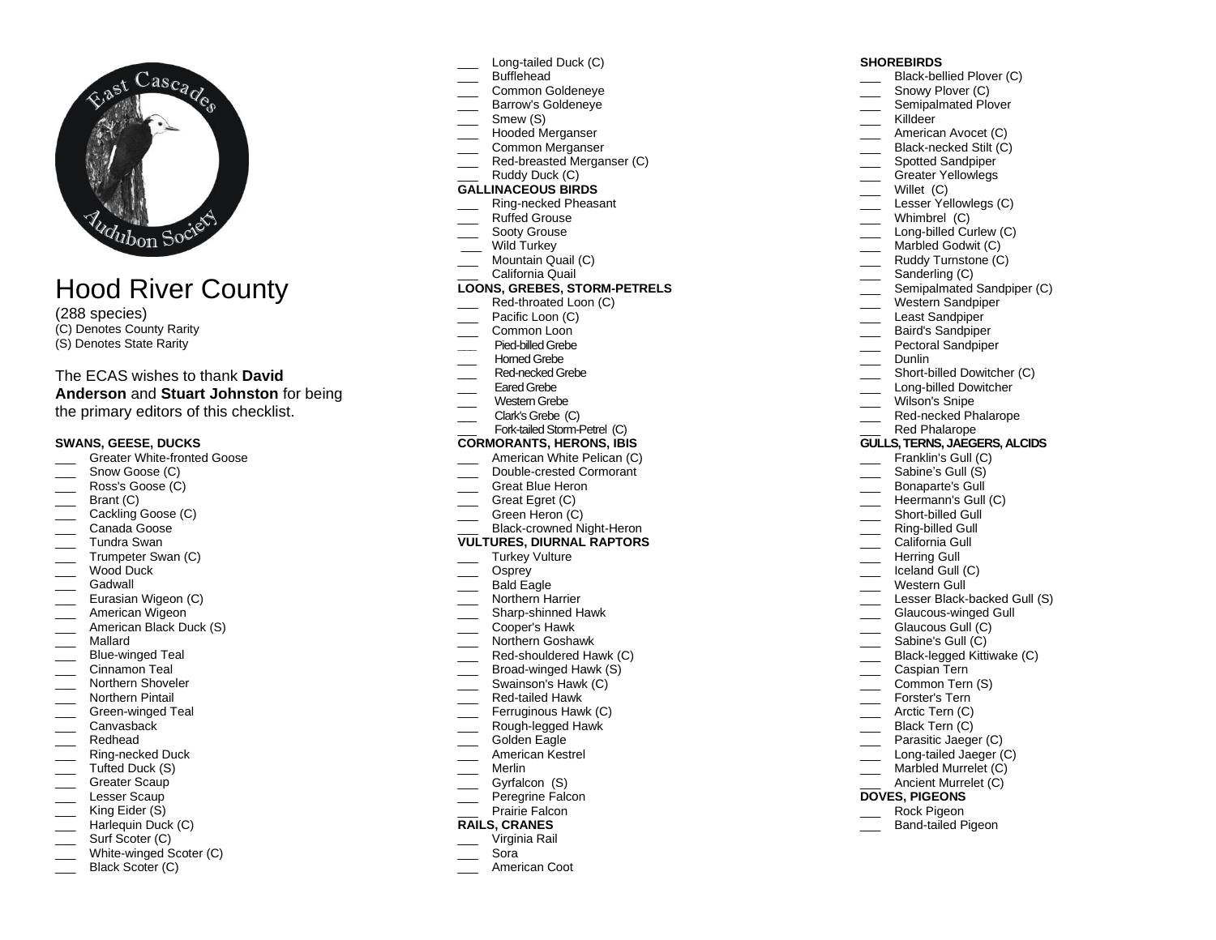# Hood River County

(288 species)
(C) Denotes County Rarity
(S) Denotes State Rarity

The ECAS wishes to thank **David Anderson** and **Stuart Johnston** for being the primary editors of this checklist.

**SWANS, GEESE, DUCKS**

- ___ Greater White-fronted Goose
- ___ Snow Goose (C)
- ___ Ross's Goose (C)
- ___ Brant (C)
- ___ Cackling Goose (C)
- ___ Canada Goose
- ___ Tundra Swan
- ___ Trumpeter Swan (C)
- ___ Wood Duck
- ___ Gadwall
- ___ Eurasian Wigeon (C)
- ___ American Wigeon
- ___ American Black Duck (S)
- ___ Mallard
- ___ Blue-winged Teal
- ___ Cinnamon Teal
- ___ Northern Shoveler
- ___ Northern Pintail
- ___ Green-winged Teal
- ___ Canvasback
- ___ Redhead
- ___ Ring-necked Duck
- ___ Tufted Duck (S)
- ___ Greater Scaup
- ___ Lesser Scaup
- ___ King Eider (S)
- ___ Harlequin Duck (C)
- ___ Surf Scoter (C)
- ___ White-winged Scoter (C)
- ___ Black Scoter (C)
- ___ Long-tailed Duck (C)
- ___ Bufflehead
- ___ Common Goldeneye
- ___ Barrow's Goldeneye
- ___ Smew (S)
- ___ Hooded Merganser
- ___ Common Merganser
- ___ Red-breasted Merganser (C)
- ___ Ruddy Duck (C)

**GALLINACEOUS BIRDS**

- ___ Ring-necked Pheasant
- ___ Ruffed Grouse
- ___ Sooty Grouse
- ___ Wild Turkey
- ___ Mountain Quail (C)
- ___ California Quail

**LOONS, GREBES, STORM-PETRELS**

- ___ Red-throated Loon (C)
- ___ Pacific Loon (C)
- ___ Common Loon
- ___ Pied-billed Grebe
- ___ Horned Grebe
- ___ Red-necked Grebe
- ___ Eared Grebe
- ___ Western Grebe
- ___ Clark's Grebe (C)
- ___ Fork-tailed Storm-Petrel (C)

**CORMORANTS, HERONS, IBIS**

- ___ American White Pelican (C)
- ___ Double-crested Cormorant
- ___ Great Blue Heron
- ___ Great Egret (C)
- ___ Green Heron (C)
- ___ Black-crowned Night-Heron

**VULTURES, DIURNAL RAPTORS**

- ___ Turkey Vulture
- ___ Osprey
- ___ Bald Eagle
- ___ Northern Harrier
- ___ Sharp-shinned Hawk
- ___ Cooper's Hawk
- ___ Northern Goshawk
- ___ Red-shouldered Hawk (C)
- ___ Broad-winged Hawk (S)
- ___ Swainson's Hawk (C)
- ___ Red-tailed Hawk
- ___ Ferruginous Hawk (C)
- ___ Rough-legged Hawk
- ___ Golden Eagle
- ___ American Kestrel
- ___ Merlin
- ___ Gyrfalcon (S)
- ___ Peregrine Falcon
- ___ Prairie Falcon

**RAILS, CRANES**

- ___ Virginia Rail
- ___ Sora
- ___ American Coot

**SHOREBIRDS**

- ___ Black-bellied Plover (C)
- ___ Snowy Plover (C)
- ___ Semipalmated Plover
- ___ Killdeer
- ___ American Avocet (C)
- ___ Black-necked Stilt (C)
- ___ Spotted Sandpiper
- ___ Greater Yellowlegs
- ___ Willet (C)
- ___ Lesser Yellowlegs (C)
- ___ Whimbrel (C)
- ___ Long-billed Curlew (C)
- ___ Marbled Godwit (C)
- ___ Ruddy Turnstone (C)
- ___ Sanderling (C)
- ___ Semipalmated Sandpiper (C)
- ___ Western Sandpiper
- ___ Least Sandpiper
- ___ Baird's Sandpiper
- ___ Pectoral Sandpiper
- ___ Dunlin
- ___ Short-billed Dowitcher (C)
- ___ Long-billed Dowitcher
- ___ Wilson's Snipe
- ___ Red-necked Phalarope
- ___ Red Phalarope

**GULLS, TERNS, JAEGERS, ALCIDS**

- ___ Franklin's Gull (C)
- ___ Sabine's Gull (S)
- ___ Bonaparte's Gull
- ___ Heermann's Gull (C)
- ___ Short-billed Gull
- ___ Ring-billed Gull
- ___ California Gull
- ___ Herring Gull
- ___ Iceland Gull (C)
- ___ Western Gull
- ___ Lesser Black-backed Gull (S)
- ___ Glaucous-winged Gull
- ___ Glaucous Gull (C)
- ___ Sabine's Gull (C)
- ___ Black-legged Kittiwake (C)
- ___ Caspian Tern
- ___ Common Tern (S)
- ___ Forster's Tern
- ___ Arctic Tern (C)
- ___ Black Tern (C)
- ___ Parasitic Jaeger (C)
- ___ Long-tailed Jaeger (C)
- ___ Marbled Murrelet (C)
- ___ Ancient Murrelet (C)

**DOVES, PIGEONS**

- ___ Rock Pigeon
- ___ Band-tailed Pigeon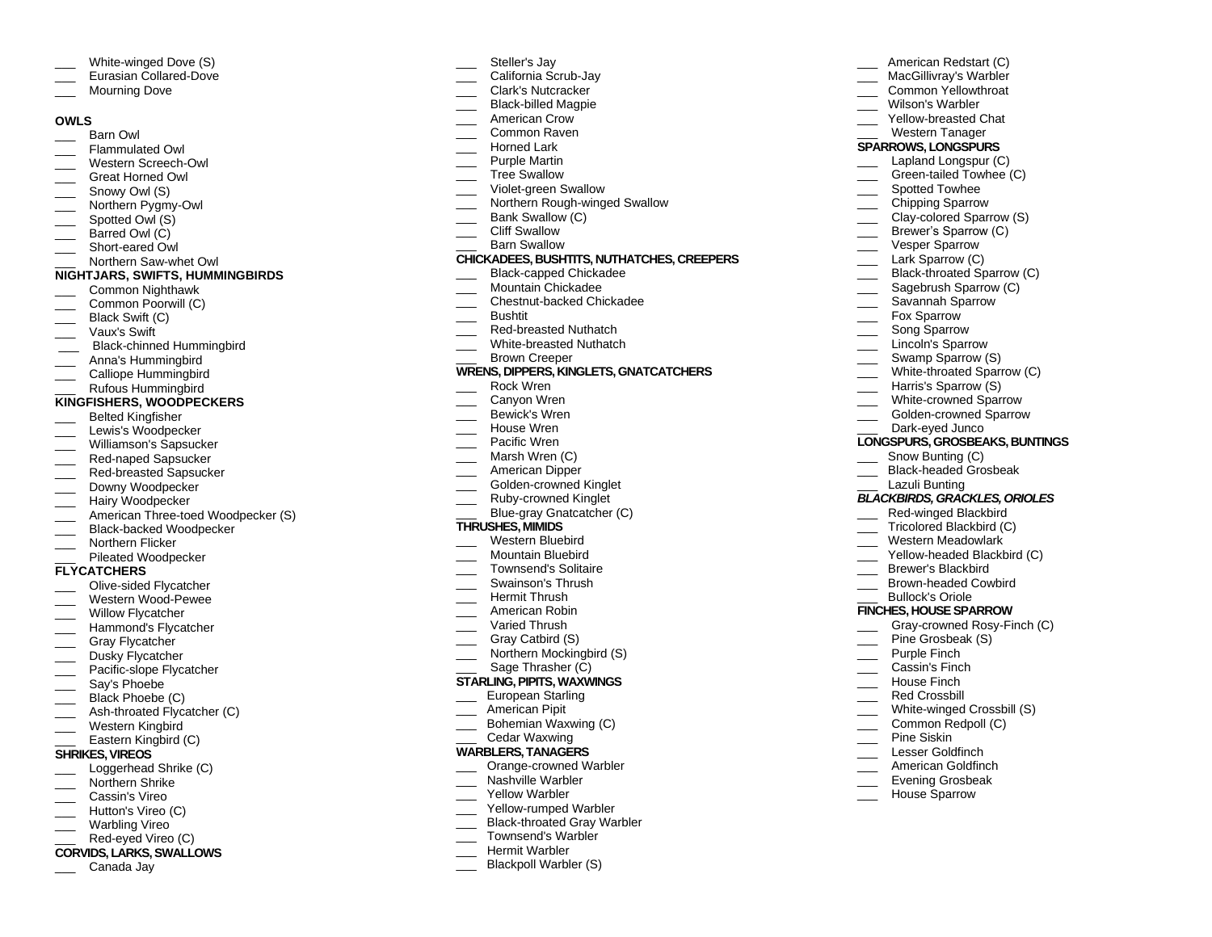- ___ White-winged Dove (S)
- ___ Eurasian Collared-Dove
- ___ Mourning Dove

**OWLS**

- ___ Barn Owl
- ___ Flammulated Owl
- ___ Western Screech-Owl
- ___ Great Horned Owl
- ___ Snowy Owl (S)
- ___ Northern Pygmy-Owl
- ___ Spotted Owl (S)
- ___ Barred Owl (C)
- ___ Short-eared Owl
- ___ Northern Saw-whet Owl

**NIGHTJARS, SWIFTS, HUMMINGBIRDS**

- ___ Common Nighthawk
- ___ Common Poorwill (C)
- ___ Black Swift (C)
- ___ Vaux's Swift
- ___ Black-chinned Hummingbird
- ___ Anna's Hummingbird
- ___ Calliope Hummingbird
- ___ Rufous Hummingbird

**KINGFISHERS, WOODPECKERS**

- ___ Belted Kingfisher
- ___ Lewis's Woodpecker
- ___ Williamson's Sapsucker
- ___ Red-naped Sapsucker
- ___ Red-breasted Sapsucker
- ___ Downy Woodpecker
- ___ Hairy Woodpecker
- ___ American Three-toed Woodpecker (S)
- ___ Black-backed Woodpecker
- ___ Northern Flicker
- ___ Pileated Woodpecker

**FLYCATCHERS**

- ___ Olive-sided Flycatcher
- ___ Western Wood-Pewee
- ___ Willow Flycatcher
- ___ Hammond's Flycatcher
- ___ Gray Flycatcher
- ___ Dusky Flycatcher
- ___ Pacific-slope Flycatcher
- ___ Say's Phoebe
- ___ Black Phoebe (C)
- ___ Ash-throated Flycatcher (C)
- ___ Western Kingbird
- ___ Eastern Kingbird (C)

**SHRIKES, VIREOS**

- ___ Loggerhead Shrike (C)
- ___ Northern Shrike
- ___ Cassin's Vireo
- ___ Hutton's Vireo (C)
- ___ Warbling Vireo
- ___ Red-eyed Vireo (C)

**CORVIDS, LARKS, SWALLOWS**

- ___ Canada Jay
- ___ Steller's Jay
- ___ California Scrub-Jay
- ___ Clark's Nutcracker
- ___ Black-billed Magpie
- ___ American Crow
- ___ Common Raven
- ___ Horned Lark
- ___ Purple Martin
- ___ Tree Swallow
- ___ Violet-green Swallow
- ___ Northern Rough-winged Swallow
- ___ Bank Swallow (C)
- ___ Cliff Swallow
- ___ Barn Swallow

**CHICKADEES, BUSHTITS, NUTHATCHES, CREEPERS**

- ___ Black-capped Chickadee
- ___ Mountain Chickadee
- ___ Chestnut-backed Chickadee
- ___ Bushtit
- ___ Red-breasted Nuthatch
- ___ White-breasted Nuthatch
- ___ Brown Creeper

**WRENS, DIPPERS, KINGLETS, GNATCATCHERS**

- ___ Rock Wren
- ___ Canyon Wren
- ___ Bewick's Wren
- ___ House Wren
- ___ Pacific Wren
- ___ Marsh Wren (C)
- ___ American Dipper
- ___ Golden-crowned Kinglet
- ___ Ruby-crowned Kinglet
- ___ Blue-gray Gnatcatcher (C)

**THRUSHES, MIMIDS**

- ___ Western Bluebird
- ___ Mountain Bluebird
- ___ Townsend's Solitaire
- ___ Swainson's Thrush
- ___ Hermit Thrush
- ___ American Robin
- ___ Varied Thrush
- ___ Gray Catbird (S)
- ___ Northern Mockingbird (S)
- ___ Sage Thrasher (C)

**STARLING, PIPITS, WAXWINGS**

- ___ European Starling
- ___ American Pipit
- ___ Bohemian Waxwing (C)
- ___ Cedar Waxwing

**WARBLERS, TANAGERS**

- ___ Orange-crowned Warbler
- ___ Nashville Warbler
- ___ Yellow Warbler
- ___ Yellow-rumped Warbler
- ___ Black-throated Gray Warbler
- ___ Townsend's Warbler
- ___ Hermit Warbler
- ___ Blackpoll Warbler (S)
- ___ American Redstart (C)
- ___ MacGillivray's Warbler
- ___ Common Yellowthroat
- ___ Wilson's Warbler
- ___ Yellow-breasted Chat
- ___ Western Tanager

**SPARROWS, LONGSPURS**

- ___ Lapland Longspur (C)
- ___ Green-tailed Towhee (C)
- ___ Spotted Towhee
- ___ Chipping Sparrow
- ___ Clay-colored Sparrow (S)
- ___ Brewer's Sparrow (C)
- ___ Vesper Sparrow
- ___ Lark Sparrow (C)
- ___ Black-throated Sparrow (C)
- ___ Sagebrush Sparrow (C)
- ___ Savannah Sparrow
- ___ Fox Sparrow
- ___ Song Sparrow
- ___ Lincoln's Sparrow
- ___ Swamp Sparrow (S)
- ___ White-throated Sparrow (C)
- ___ Harris's Sparrow (S)
- ___ White-crowned Sparrow
- ___ Golden-crowned Sparrow
- ___ Dark-eyed Junco

**LONGSPURS, GROSBEAKS, BUNTINGS**

- ___ Snow Bunting (C)
- ___ Black-headed Grosbeak
- ___ Lazuli Bunting

***BLACKBIRDS, GRACKLES, ORIOLES***

- ___ Red-winged Blackbird
- ___ Tricolored Blackbird (C)
- ___ Western Meadowlark
- ___ Yellow-headed Blackbird (C)
- ___ Brewer's Blackbird
- ___ Brown-headed Cowbird
- ___ Bullock's Oriole

**FINCHES, HOUSE SPARROW**

- ___ Gray-crowned Rosy-Finch (C)
- ___ Pine Grosbeak (S)
- ___ Purple Finch
- ___ Cassin's Finch
- ___ House Finch
- ___ Red Crossbill
- ___ White-winged Crossbill (S)
- ___ Common Redpoll (C)
- ___ Pine Siskin
- ___ Lesser Goldfinch
- ___ American Goldfinch
- ___ Evening Grosbeak
- ___ House Sparrow